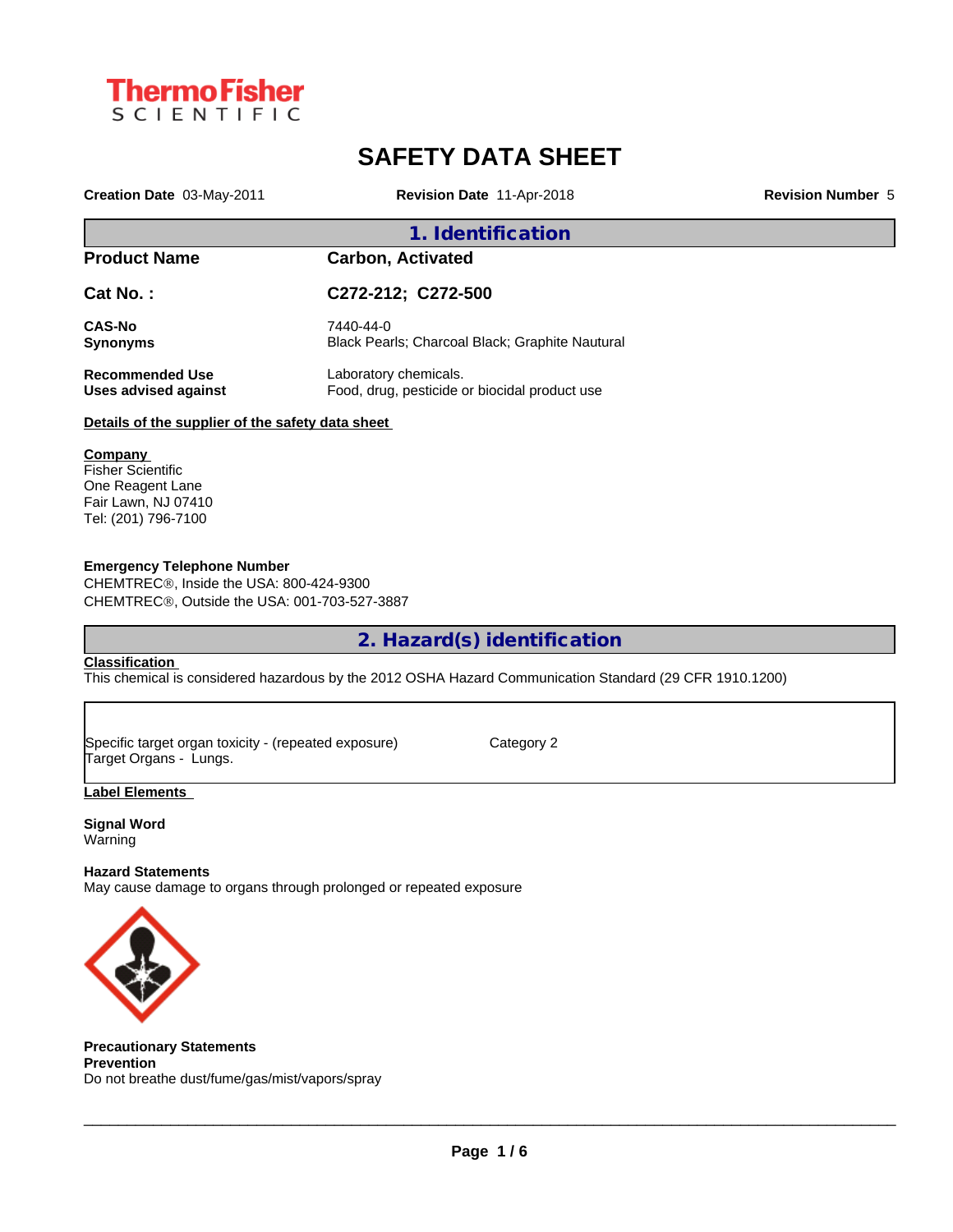# SAFETY DATA SHEET

**Creation Date** 03-May-2011 **Revision Date** 11-Apr-2018 **Revision Number** 5

## 1. Identification

| | |
|---|---|
| **Product Name** | **Carbon, Activated** |
| **Cat No. :** | **C272-212; C272-500** |
| **CAS-No** | 7440-44-0 |
| **Synonyms** | Black Pearls; Charcoal Black; Graphite Nautural |
| **Recommended Use** | Laboratory chemicals. |
| **Uses advised against** | Food, drug, pesticide or biocidal product use |

**Details of the supplier of the safety data sheet**

**Company**
Fisher Scientific
One Reagent Lane
Fair Lawn, NJ 07410
Tel: (201) 796-7100

**Emergency Telephone Number**
CHEMTREC®, Inside the USA: 800-424-9300
CHEMTREC®, Outside the USA: 001-703-527-3887

## 2. Hazard(s) identification

**Classification**
This chemical is considered hazardous by the 2012 OSHA Hazard Communication Standard (29 CFR 1910.1200)

| | |
|---|---|
| Specific target organ toxicity - (repeated exposure)<br>Target Organs - Lungs. | Category 2 |

**Label Elements**

**Signal Word**
Warning

**Hazard Statements**
May cause damage to organs through prolonged or repeated exposure

**Precautionary Statements**
**Prevention**
Do not breathe dust/fume/gas/mist/vapors/spray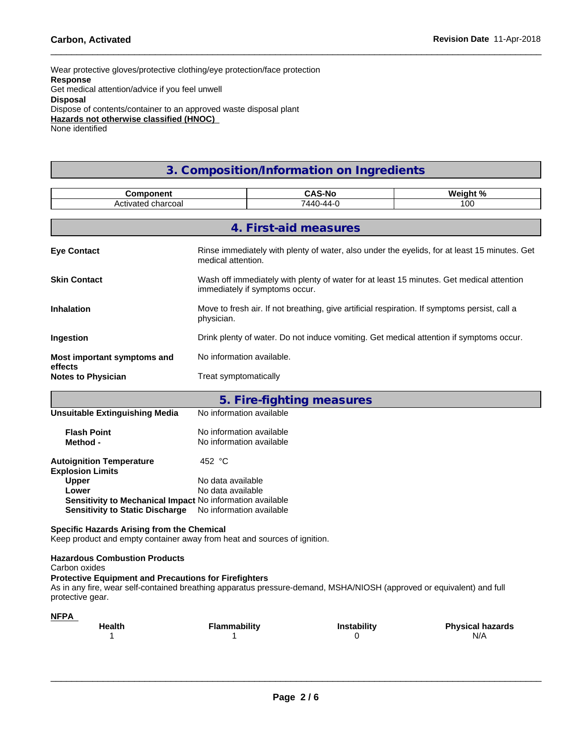Wear protective gloves/protective clothing/eye protection/face protection

**Response**

Get medical attention/advice if you feel unwell

**Disposal**

Dispose of contents/container to an approved waste disposal plant

**Hazards not otherwise classified (HNOC)**

None identified

## 3. Composition/Information on Ingredients

| Component | CAS-No | Weight % |
|---|---|---|
| Activated charcoal | 7440-44-0 | 100 |

## 4. First-aid measures

**Eye Contact** — Rinse immediately with plenty of water, also under the eyelids, for at least 15 minutes. Get medical attention.

**Skin Contact** — Wash off immediately with plenty of water for at least 15 minutes. Get medical attention immediately if symptoms occur.

**Inhalation** — Move to fresh air. If not breathing, give artificial respiration. If symptoms persist, call a physician.

**Ingestion** — Drink plenty of water. Do not induce vomiting. Get medical attention if symptoms occur.

**Most important symptoms and effects** — No information available.

**Notes to Physician** — Treat symptomatically

## 5. Fire-fighting measures

**Unsuitable Extinguishing Media** — No information available

**Flash Point** — No information available
**Method -** — No information available

**Autoignition Temperature** — 452 °C

**Explosion Limits**
- **Upper** — No data available
- **Lower** — No data available
- **Sensitivity to Mechanical Impact** — No information available
- **Sensitivity to Static Discharge** — No information available

**Specific Hazards Arising from the Chemical**

Keep product and empty container away from heat and sources of ignition.

**Hazardous Combustion Products**

Carbon oxides

**Protective Equipment and Precautions for Firefighters**

As in any fire, wear self-contained breathing apparatus pressure-demand, MSHA/NIOSH (approved or equivalent) and full protective gear.

**NFPA**

| Health | Flammability | Instability | Physical hazards |
|---|---|---|---|
| 1 | 1 | 0 | N/A |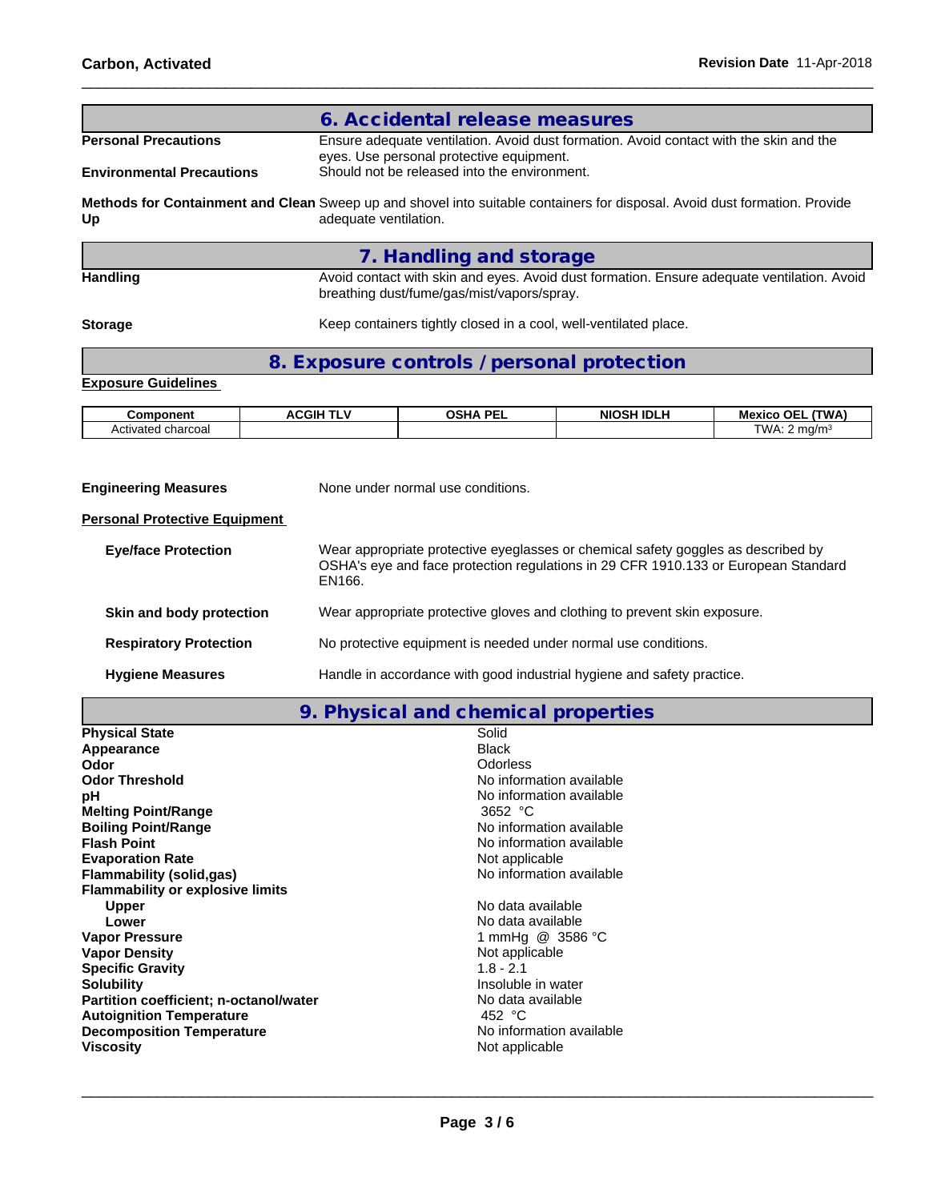## 6. Accidental release measures

**Personal Precautions** Ensure adequate ventilation. Avoid dust formation. Avoid contact with the skin and the eyes. Use personal protective equipment.

**Environmental Precautions** Should not be released into the environment.

**Methods for Containment and Clean Up** Sweep up and shovel into suitable containers for disposal. Avoid dust formation. Provide adequate ventilation.

## 7. Handling and storage

**Handling** Avoid contact with skin and eyes. Avoid dust formation. Ensure adequate ventilation. Avoid breathing dust/fume/gas/mist/vapors/spray.

**Storage** Keep containers tightly closed in a cool, well-ventilated place.

## 8. Exposure controls / personal protection

**Exposure Guidelines**

| Component | ACGIH TLV | OSHA PEL | NIOSH IDLH | Mexico OEL (TWA) |
|---|---|---|---|---|
| Activated charcoal | | | | TWA: 2 mg/m³ |

**Engineering Measures** None under normal use conditions.

**Personal Protective Equipment**

**Eye/face Protection** Wear appropriate protective eyeglasses or chemical safety goggles as described by OSHA's eye and face protection regulations in 29 CFR 1910.133 or European Standard EN166.

**Skin and body protection** Wear appropriate protective gloves and clothing to prevent skin exposure.

**Respiratory Protection** No protective equipment is needed under normal use conditions.

**Hygiene Measures** Handle in accordance with good industrial hygiene and safety practice.

## 9. Physical and chemical properties

| | |
|---|---|
| **Physical State** | Solid |
| **Appearance** | Black |
| **Odor** | Odorless |
| **Odor Threshold** | No information available |
| **pH** | No information available |
| **Melting Point/Range** | 3652 °C |
| **Boiling Point/Range** | No information available |
| **Flash Point** | No information available |
| **Evaporation Rate** | Not applicable |
| **Flammability (solid,gas)** | No information available |
| **Flammability or explosive limits** | |
| **Upper** | No data available |
| **Lower** | No data available |
| **Vapor Pressure** | 1 mmHg @ 3586 °C |
| **Vapor Density** | Not applicable |
| **Specific Gravity** | 1.8 - 2.1 |
| **Solubility** | Insoluble in water |
| **Partition coefficient; n-octanol/water** | No data available |
| **Autoignition Temperature** | 452 °C |
| **Decomposition Temperature** | No information available |
| **Viscosity** | Not applicable |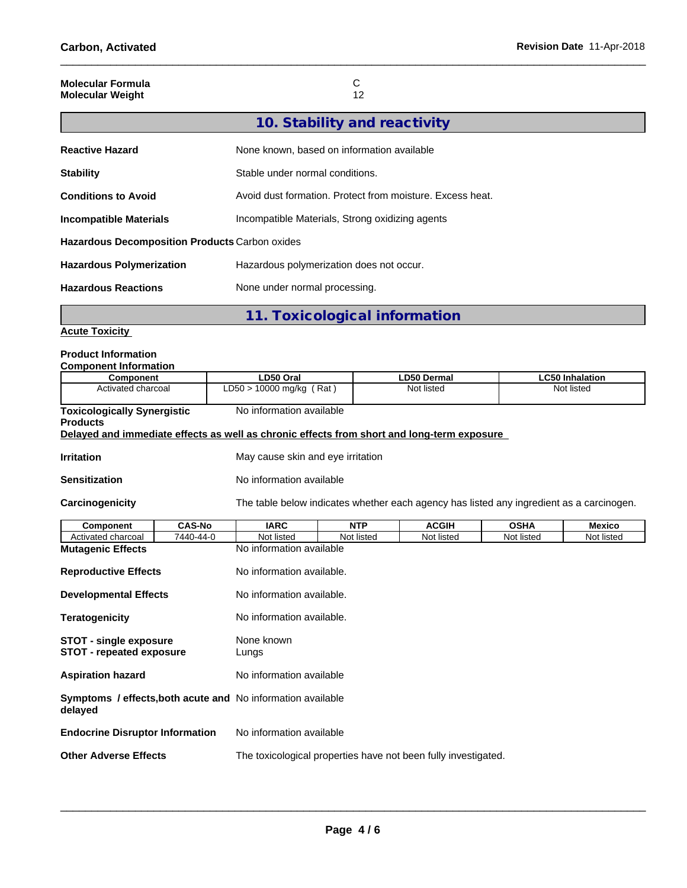**Molecular Formula** C
**Molecular Weight** 12

## 10. Stability and reactivity

**Reactive Hazard** None known, based on information available

**Stability** Stable under normal conditions.

**Conditions to Avoid** Avoid dust formation. Protect from moisture. Excess heat.

**Incompatible Materials** Incompatible Materials, Strong oxidizing agents

**Hazardous Decomposition Products** Carbon oxides

**Hazardous Polymerization** Hazardous polymerization does not occur.

**Hazardous Reactions** None under normal processing.

## 11. Toxicological information

**Acute Toxicity**

**Product Information**
**Component Information**

| Component | LD50 Oral | LD50 Dermal | LC50 Inhalation |
|---|---|---|---|
| Activated charcoal | LD50 > 10000 mg/kg ( Rat ) | Not listed | Not listed |

**Toxicologically Synergistic Products** No information available

**Delayed and immediate effects as well as chronic effects from short and long-term exposure**

**Irritation** May cause skin and eye irritation

**Sensitization** No information available

**Carcinogenicity** The table below indicates whether each agency has listed any ingredient as a carcinogen.

| Component | CAS-No | IARC | NTP | ACGIH | OSHA | Mexico |
|---|---|---|---|---|---|---|
| Activated charcoal | 7440-44-0 | Not listed | Not listed | Not listed | Not listed | Not listed |

**Mutagenic Effects** No information available

**Reproductive Effects** No information available.

**Developmental Effects** No information available.

**Teratogenicity** No information available.

**STOT - single exposure** None known
**STOT - repeated exposure** Lungs

**Aspiration hazard** No information available

**Symptoms / effects,both acute and delayed** No information available

**Endocrine Disruptor Information** No information available

**Other Adverse Effects** The toxicological properties have not been fully investigated.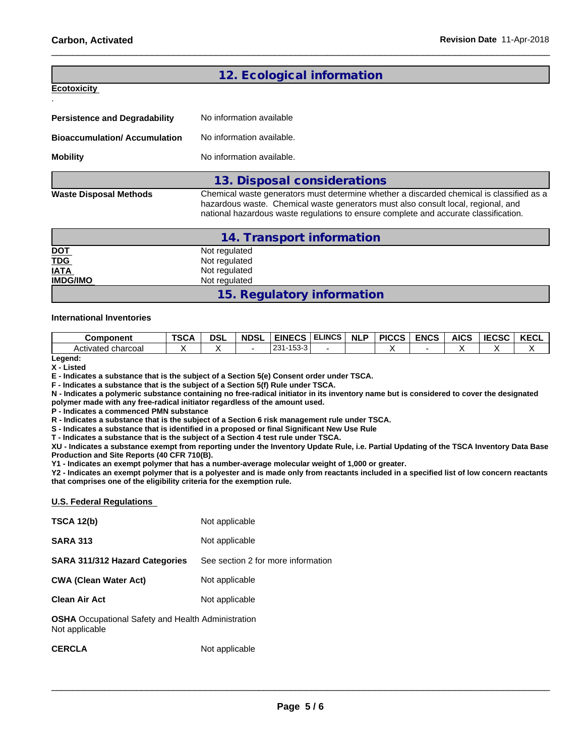## 12. Ecological information

**Ecotoxicity**

.

**Persistence and Degradability** No information available

**Bioaccumulation/ Accumulation** No information available.

**Mobility** No information available.

## 13. Disposal considerations

**Waste Disposal Methods** Chemical waste generators must determine whether a discarded chemical is classified as a hazardous waste. Chemical waste generators must also consult local, regional, and national hazardous waste regulations to ensure complete and accurate classification.

## 14. Transport information

**DOT** Not regulated
**TDG** Not regulated
**IATA** Not regulated
**IMDG/IMO** Not regulated

## 15. Regulatory information

**International Inventories**

| Component | TSCA | DSL | NDSL | EINECS | ELINCS | NLP | PICCS | ENCS | AICS | IECSC | KECL |
|---|---|---|---|---|---|---|---|---|---|---|---|
| Activated charcoal | X | X | - | 231-153-3 | - | | X | - | X | X | X |

**Legend:**
**X - Listed**
**E - Indicates a substance that is the subject of a Section 5(e) Consent order under TSCA.**
**F - Indicates a substance that is the subject of a Section 5(f) Rule under TSCA.**
**N - Indicates a polymeric substance containing no free-radical initiator in its inventory name but is considered to cover the designated polymer made with any free-radical initiator regardless of the amount used.**
**P - Indicates a commenced PMN substance**
**R - Indicates a substance that is the subject of a Section 6 risk management rule under TSCA.**
**S - Indicates a substance that is identified in a proposed or final Significant New Use Rule**
**T - Indicates a substance that is the subject of a Section 4 test rule under TSCA.**
**XU - Indicates a substance exempt from reporting under the Inventory Update Rule, i.e. Partial Updating of the TSCA Inventory Data Base Production and Site Reports (40 CFR 710(B).**
**Y1 - Indicates an exempt polymer that has a number-average molecular weight of 1,000 or greater.**
**Y2 - Indicates an exempt polymer that is a polyester and is made only from reactants included in a specified list of low concern reactants that comprises one of the eligibility criteria for the exemption rule.**

**U.S. Federal Regulations**

**TSCA 12(b)** Not applicable

**SARA 313** Not applicable

**SARA 311/312 Hazard Categories** See section 2 for more information

**CWA (Clean Water Act)** Not applicable

**Clean Air Act** Not applicable

**OSHA** Occupational Safety and Health Administration
Not applicable

**CERCLA** Not applicable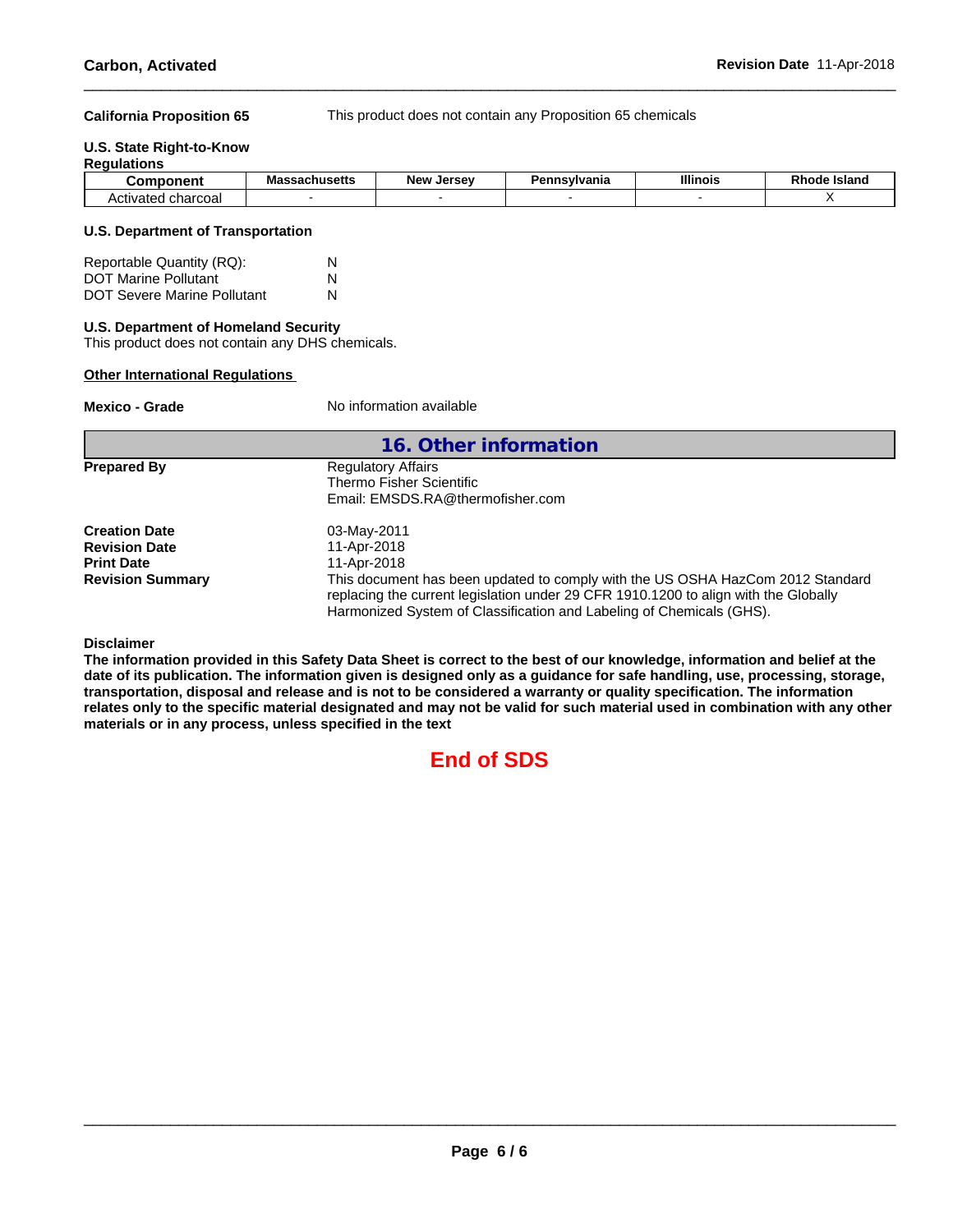**California Proposition 65** This product does not contain any Proposition 65 chemicals

**U.S. State Right-to-Know Regulations**

| Component | Massachusetts | New Jersey | Pennsylvania | Illinois | Rhode Island |
|---|---|---|---|---|---|
| Activated charcoal | - | - | - | - | X |

**U.S. Department of Transportation**

Reportable Quantity (RQ): N
DOT Marine Pollutant N
DOT Severe Marine Pollutant N

**U.S. Department of Homeland Security**
This product does not contain any DHS chemicals.

**Other International Regulations**

**Mexico - Grade** No information available

## 16. Other information

**Prepared By** Regulatory Affairs
Thermo Fisher Scientific
Email: EMSDS.RA@thermofisher.com

**Creation Date** 03-May-2011
**Revision Date** 11-Apr-2018
**Print Date** 11-Apr-2018
**Revision Summary** This document has been updated to comply with the US OSHA HazCom 2012 Standard replacing the current legislation under 29 CFR 1910.1200 to align with the Globally Harmonized System of Classification and Labeling of Chemicals (GHS).

**Disclaimer**
**The information provided in this Safety Data Sheet is correct to the best of our knowledge, information and belief at the date of its publication. The information given is designed only as a guidance for safe handling, use, processing, storage, transportation, disposal and release and is not to be considered a warranty or quality specification. The information relates only to the specific material designated and may not be valid for such material used in combination with any other materials or in any process, unless specified in the text**

**End of SDS**